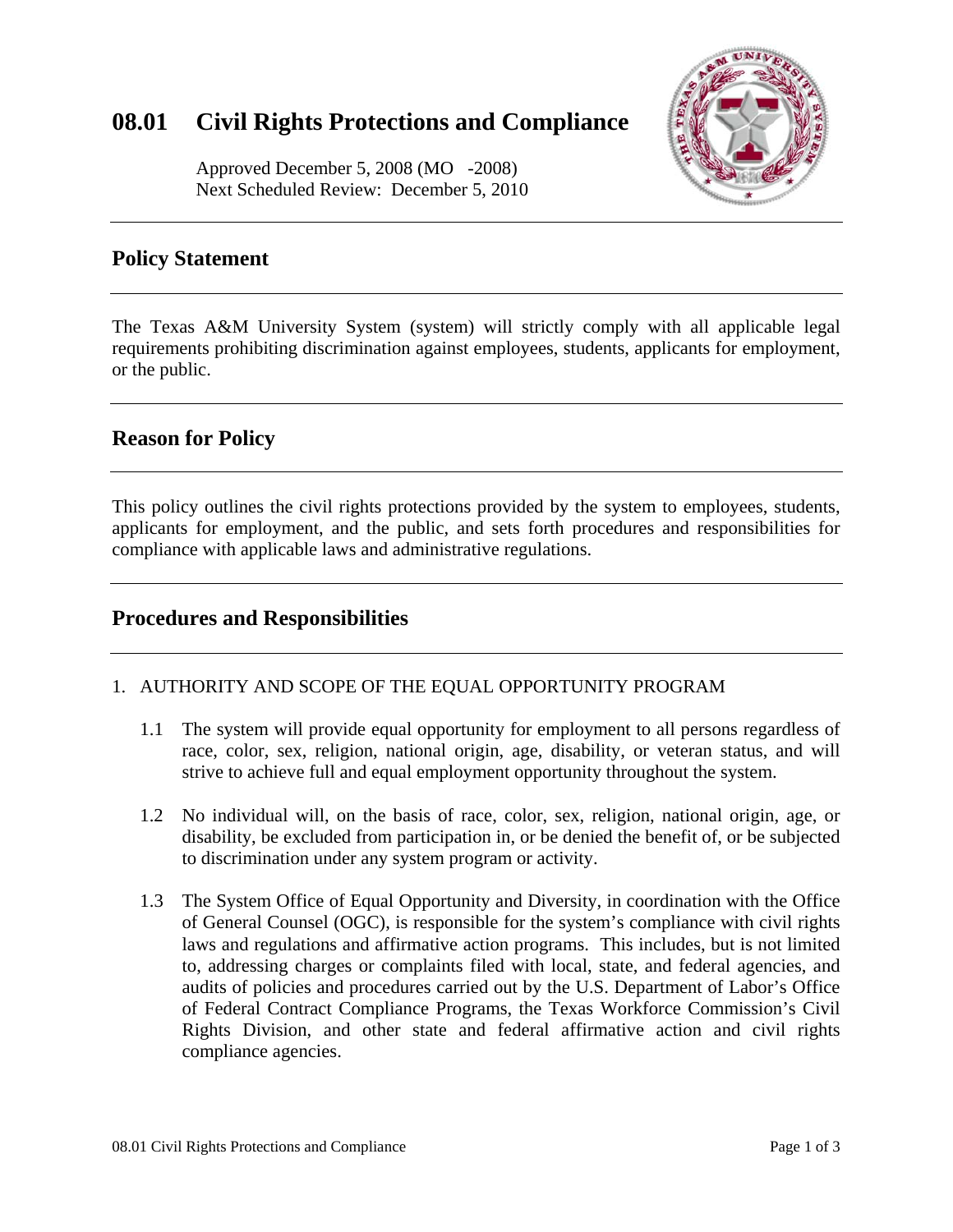# 08.01 Civil Rights Protections and Compliance

Approved December 5, 2008 (MO -2008)
Next Scheduled Review: December 5, 2010

## Policy Statement

The Texas A&M University System (system) will strictly comply with all applicable legal requirements prohibiting discrimination against employees, students, applicants for employment, or the public.

## Reason for Policy

This policy outlines the civil rights protections provided by the system to employees, students, applicants for employment, and the public, and sets forth procedures and responsibilities for compliance with applicable laws and administrative regulations.

## Procedures and Responsibilities

1. AUTHORITY AND SCOPE OF THE EQUAL OPPORTUNITY PROGRAM

   1.1 The system will provide equal opportunity for employment to all persons regardless of race, color, sex, religion, national origin, age, disability, or veteran status, and will strive to achieve full and equal employment opportunity throughout the system.

   1.2 No individual will, on the basis of race, color, sex, religion, national origin, age, or disability, be excluded from participation in, or be denied the benefit of, or be subjected to discrimination under any system program or activity.

   1.3 The System Office of Equal Opportunity and Diversity, in coordination with the Office of General Counsel (OGC), is responsible for the system's compliance with civil rights laws and regulations and affirmative action programs. This includes, but is not limited to, addressing charges or complaints filed with local, state, and federal agencies, and audits of policies and procedures carried out by the U.S. Department of Labor's Office of Federal Contract Compliance Programs, the Texas Workforce Commission's Civil Rights Division, and other state and federal affirmative action and civil rights compliance agencies.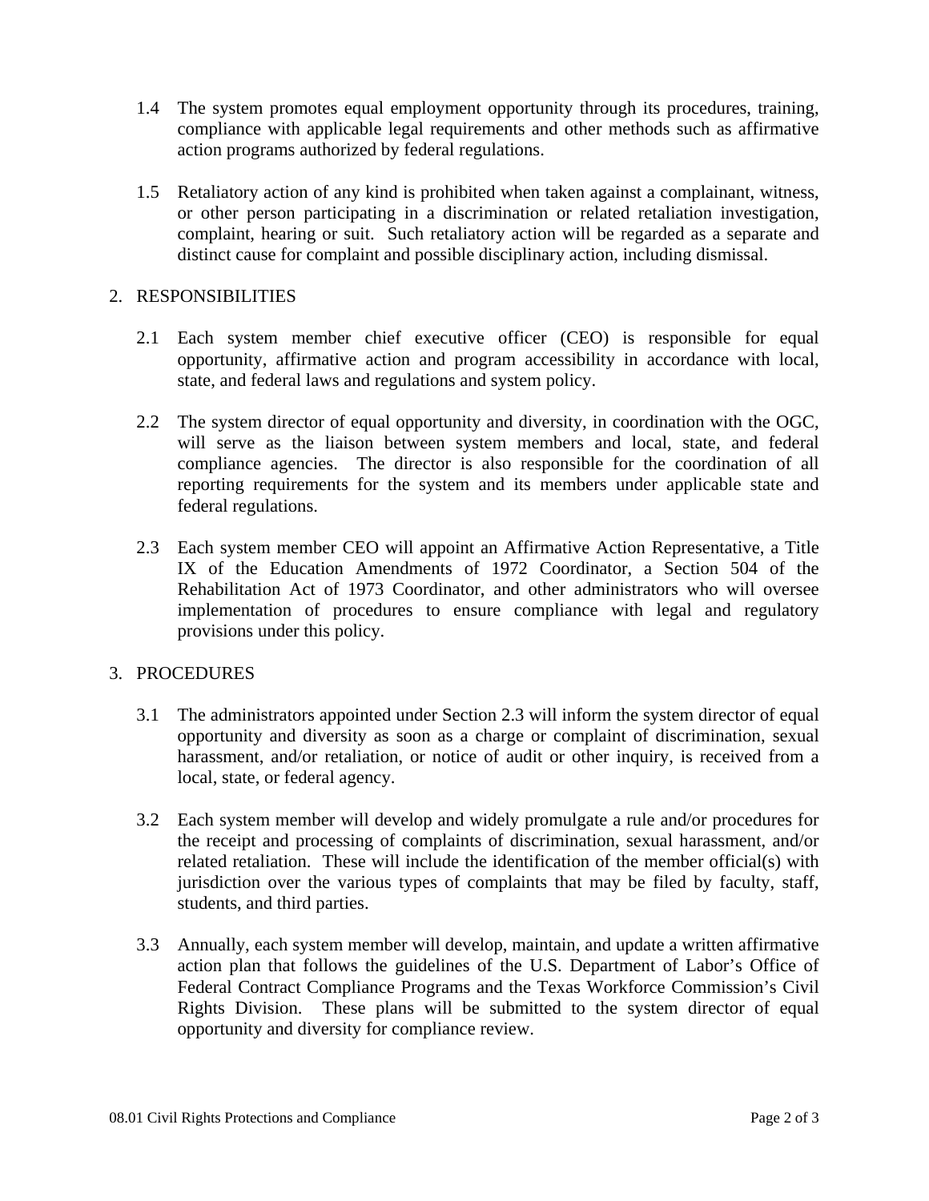1.4 The system promotes equal employment opportunity through its procedures, training, compliance with applicable legal requirements and other methods such as affirmative action programs authorized by federal regulations.

1.5 Retaliatory action of any kind is prohibited when taken against a complainant, witness, or other person participating in a discrimination or related retaliation investigation, complaint, hearing or suit. Such retaliatory action will be regarded as a separate and distinct cause for complaint and possible disciplinary action, including dismissal.

## 2. RESPONSIBILITIES

2.1 Each system member chief executive officer (CEO) is responsible for equal opportunity, affirmative action and program accessibility in accordance with local, state, and federal laws and regulations and system policy.

2.2 The system director of equal opportunity and diversity, in coordination with the OGC, will serve as the liaison between system members and local, state, and federal compliance agencies. The director is also responsible for the coordination of all reporting requirements for the system and its members under applicable state and federal regulations.

2.3 Each system member CEO will appoint an Affirmative Action Representative, a Title IX of the Education Amendments of 1972 Coordinator, a Section 504 of the Rehabilitation Act of 1973 Coordinator, and other administrators who will oversee implementation of procedures to ensure compliance with legal and regulatory provisions under this policy.

## 3. PROCEDURES

3.1 The administrators appointed under Section 2.3 will inform the system director of equal opportunity and diversity as soon as a charge or complaint of discrimination, sexual harassment, and/or retaliation, or notice of audit or other inquiry, is received from a local, state, or federal agency.

3.2 Each system member will develop and widely promulgate a rule and/or procedures for the receipt and processing of complaints of discrimination, sexual harassment, and/or related retaliation. These will include the identification of the member official(s) with jurisdiction over the various types of complaints that may be filed by faculty, staff, students, and third parties.

3.3 Annually, each system member will develop, maintain, and update a written affirmative action plan that follows the guidelines of the U.S. Department of Labor's Office of Federal Contract Compliance Programs and the Texas Workforce Commission's Civil Rights Division. These plans will be submitted to the system director of equal opportunity and diversity for compliance review.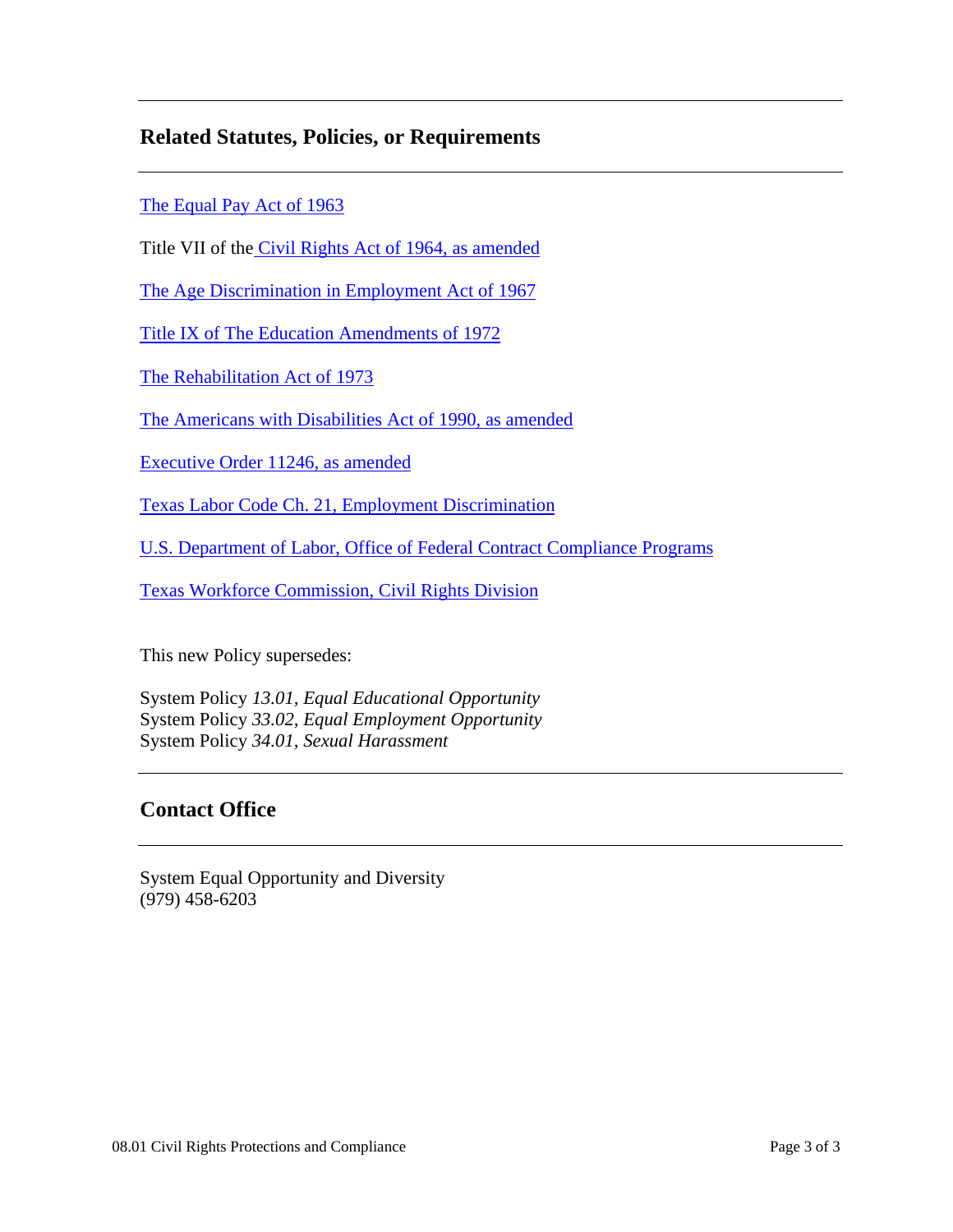## Related Statutes, Policies, or Requirements

The Equal Pay Act of 1963

Title VII of the Civil Rights Act of 1964, as amended

The Age Discrimination in Employment Act of 1967

Title IX of The Education Amendments of 1972

The Rehabilitation Act of 1973

The Americans with Disabilities Act of 1990, as amended

Executive Order 11246, as amended

Texas Labor Code Ch. 21, Employment Discrimination

U.S. Department of Labor, Office of Federal Contract Compliance Programs

Texas Workforce Commission, Civil Rights Division

This new Policy supersedes:

System Policy *13.01, Equal Educational Opportunity*
System Policy *33.02, Equal Employment Opportunity*
System Policy *34.01, Sexual Harassment*

## Contact Office

System Equal Opportunity and Diversity
(979) 458-6203